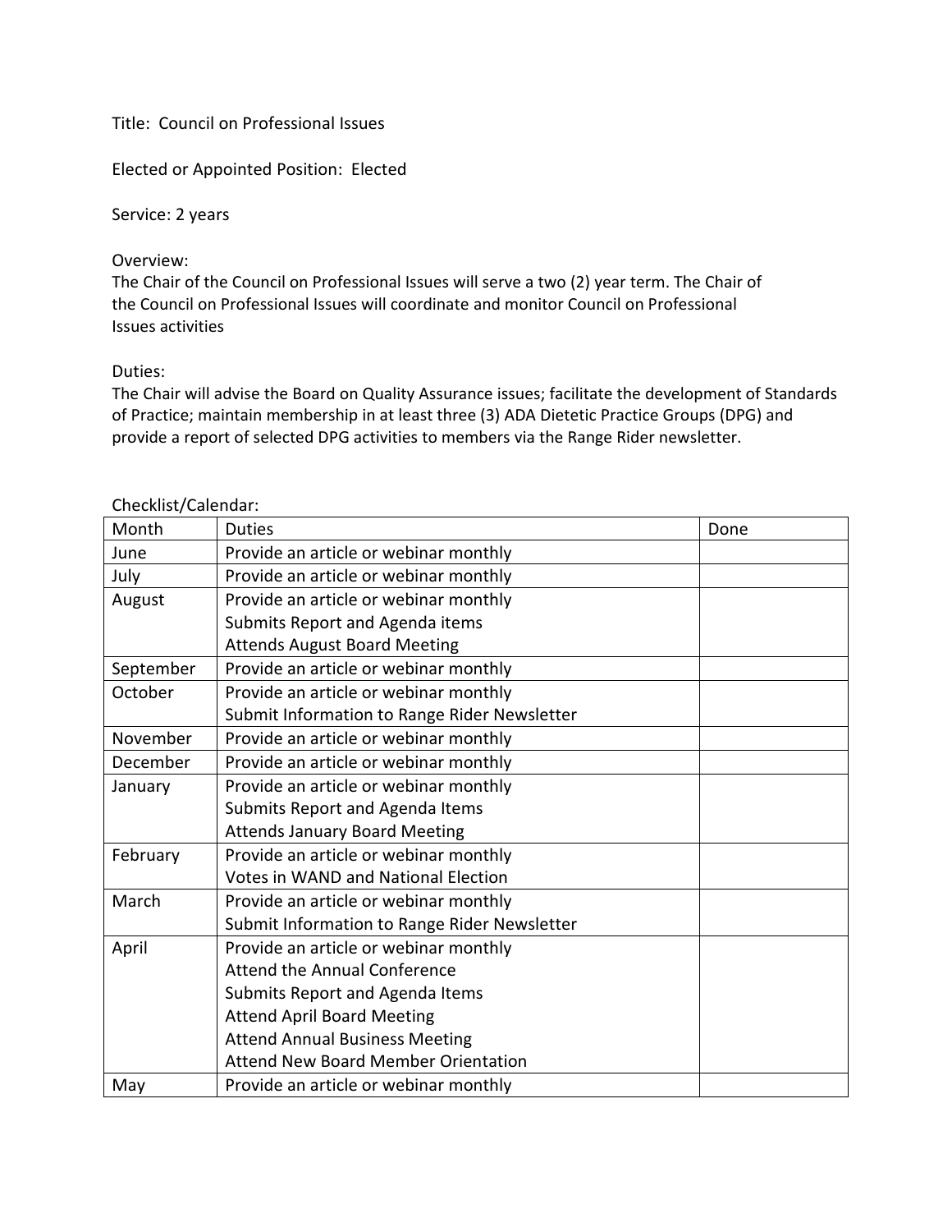Title: Council on Professional Issues

Elected or Appointed Position: Elected

Service: 2 years

Overview:
The Chair of the Council on Professional Issues will serve a two (2) year term. The Chair of the Council on Professional Issues will coordinate and monitor Council on Professional Issues activities

Duties:
The Chair will advise the Board on Quality Assurance issues; facilitate the development of Standards of Practice; maintain membership in at least three (3) ADA Dietetic Practice Groups (DPG) and provide a report of selected DPG activities to members via the Range Rider newsletter.

Checklist/Calendar:

| Month | Duties | Done |
|---|---|---|
| June | Provide an article or webinar monthly | |
| July | Provide an article or webinar monthly | |
| August | Provide an article or webinar monthly<br>Submits Report and Agenda items<br>Attends August Board Meeting | |
| September | Provide an article or webinar monthly | |
| October | Provide an article or webinar monthly<br>Submit Information to Range Rider Newsletter | |
| November | Provide an article or webinar monthly | |
| December | Provide an article or webinar monthly | |
| January | Provide an article or webinar monthly<br>Submits Report and Agenda Items<br>Attends January Board Meeting | |
| February | Provide an article or webinar monthly<br>Votes in WAND and National Election | |
| March | Provide an article or webinar monthly<br>Submit Information to Range Rider Newsletter | |
| April | Provide an article or webinar monthly<br>Attend the Annual Conference<br>Submits Report and Agenda Items<br>Attend April Board Meeting<br>Attend Annual Business Meeting<br>Attend New Board Member Orientation | |
| May | Provide an article or webinar monthly | |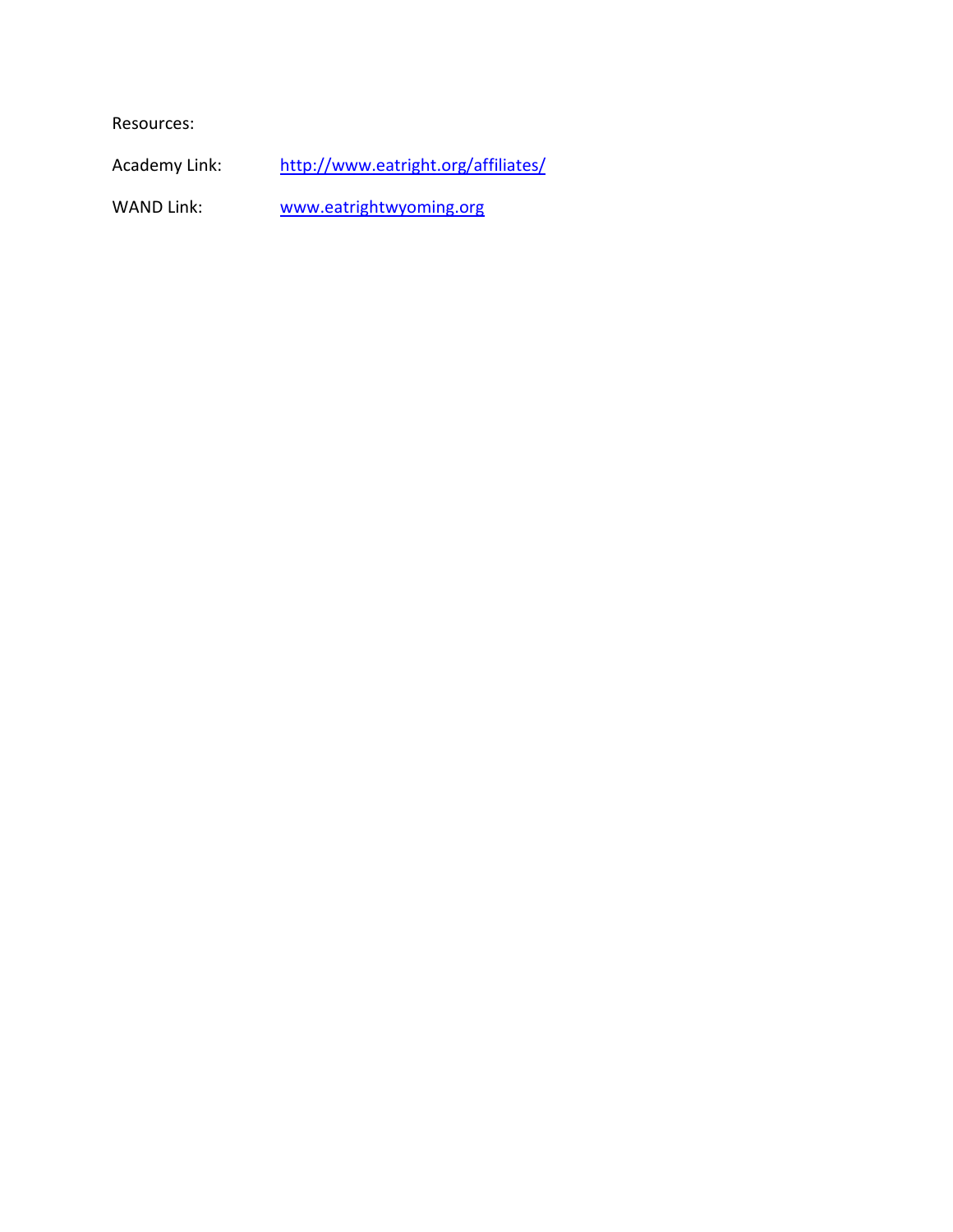Resources:

Academy Link: http://www.eatright.org/affiliates/

WAND Link: www.eatrightwyoming.org